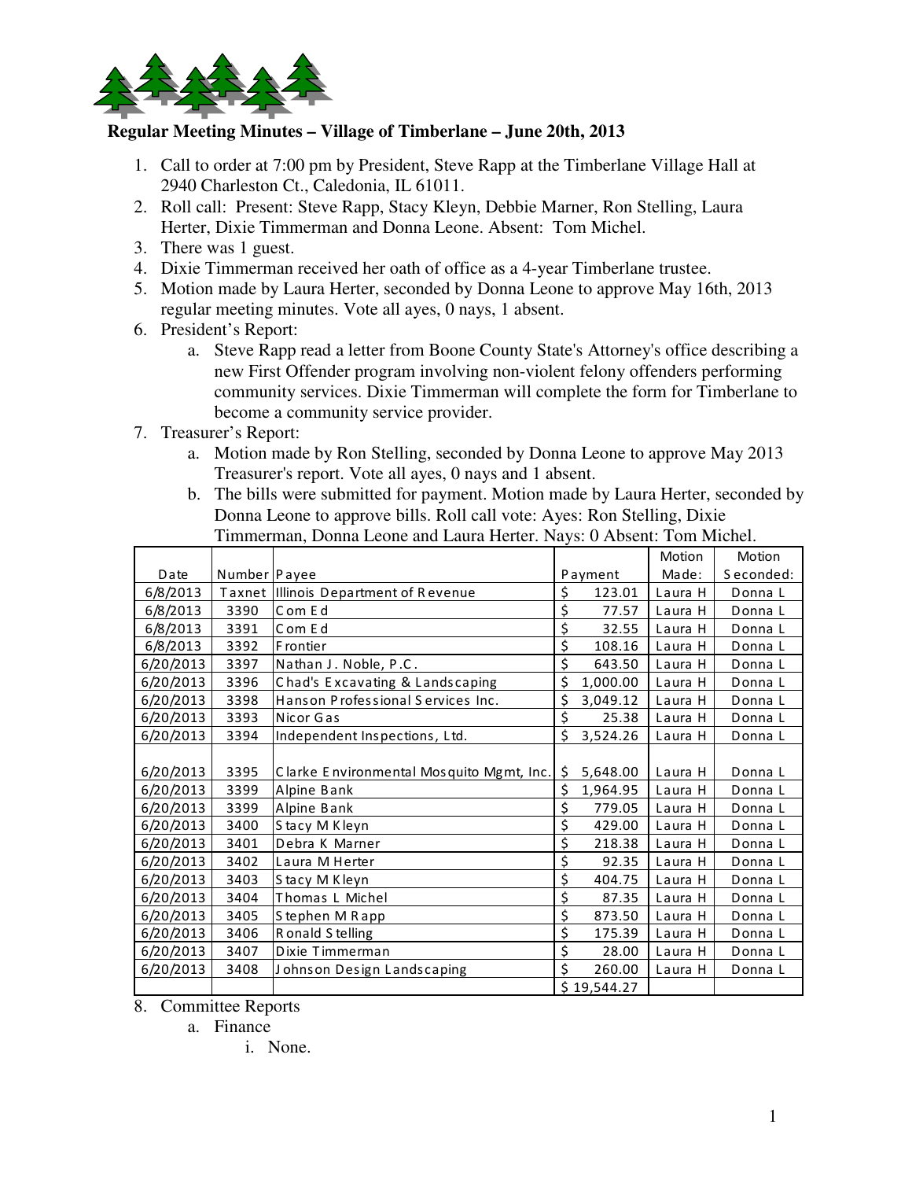**Regular Meeting Minutes – Village of Timberlane – June 20th, 2013**

1. Call to order at 7:00 pm by President, Steve Rapp at the Timberlane Village Hall at 2940 Charleston Ct., Caledonia, IL 61011.
2. Roll call: Present: Steve Rapp, Stacy Kleyn, Debbie Marner, Ron Stelling, Laura Herter, Dixie Timmerman and Donna Leone. Absent: Tom Michel.
3. There was 1 guest.
4. Dixie Timmerman received her oath of office as a 4-year Timberlane trustee.
5. Motion made by Laura Herter, seconded by Donna Leone to approve May 16th, 2013 regular meeting minutes. Vote all ayes, 0 nays, 1 absent.
6. President's Report:
   a. Steve Rapp read a letter from Boone County State's Attorney's office describing a new First Offender program involving non-violent felony offenders performing community services. Dixie Timmerman will complete the form for Timberlane to become a community service provider.
7. Treasurer's Report:
   a. Motion made by Ron Stelling, seconded by Donna Leone to approve May 2013 Treasurer's report. Vote all ayes, 0 nays and 1 absent.
   b. The bills were submitted for payment. Motion made by Laura Herter, seconded by Donna Leone to approve bills. Roll call vote: Ayes: Ron Stelling, Dixie Timmerman, Donna Leone and Laura Herter. Nays: 0 Absent: Tom Michel.

| Date | Number | Payee | Payment | Motion Made: | Motion Seconded: |
|---|---|---|---|---|---|
| 6/8/2013 | Taxnet | Illinois Department of Revenue | $ 123.01 | Laura H | Donna L |
| 6/8/2013 | 3390 | Com Ed | $ 77.57 | Laura H | Donna L |
| 6/8/2013 | 3391 | Com Ed | $ 32.55 | Laura H | Donna L |
| 6/8/2013 | 3392 | Frontier | $ 108.16 | Laura H | Donna L |
| 6/20/2013 | 3397 | Nathan J. Noble, P.C. | $ 643.50 | Laura H | Donna L |
| 6/20/2013 | 3396 | Chad's Excavating & Landscaping | $ 1,000.00 | Laura H | Donna L |
| 6/20/2013 | 3398 | Hanson Professional Services Inc. | $ 3,049.12 | Laura H | Donna L |
| 6/20/2013 | 3393 | Nicor Gas | $ 25.38 | Laura H | Donna L |
| 6/20/2013 | 3394 | Independent Inspections, Ltd. | $ 3,524.26 | Laura H | Donna L |
| 6/20/2013 | 3395 | Clarke Environmental Mosquito Mgmt, Inc. | $ 5,648.00 | Laura H | Donna L |
| 6/20/2013 | 3399 | Alpine Bank | $ 1,964.95 | Laura H | Donna L |
| 6/20/2013 | 3399 | Alpine Bank | $ 779.05 | Laura H | Donna L |
| 6/20/2013 | 3400 | Stacy M Kleyn | $ 429.00 | Laura H | Donna L |
| 6/20/2013 | 3401 | Debra K Marner | $ 218.38 | Laura H | Donna L |
| 6/20/2013 | 3402 | Laura M Herter | $ 92.35 | Laura H | Donna L |
| 6/20/2013 | 3403 | Stacy M Kleyn | $ 404.75 | Laura H | Donna L |
| 6/20/2013 | 3404 | Thomas L Michel | $ 87.35 | Laura H | Donna L |
| 6/20/2013 | 3405 | Stephen M Rapp | $ 873.50 | Laura H | Donna L |
| 6/20/2013 | 3406 | Ronald Stelling | $ 175.39 | Laura H | Donna L |
| 6/20/2013 | 3407 | Dixie Timmerman | $ 28.00 | Laura H | Donna L |
| 6/20/2013 | 3408 | Johnson Design Landscaping | $ 260.00 | Laura H | Donna L |
| | | | $ 19,544.27 | | |

8. Committee Reports
   a. Finance
      i. None.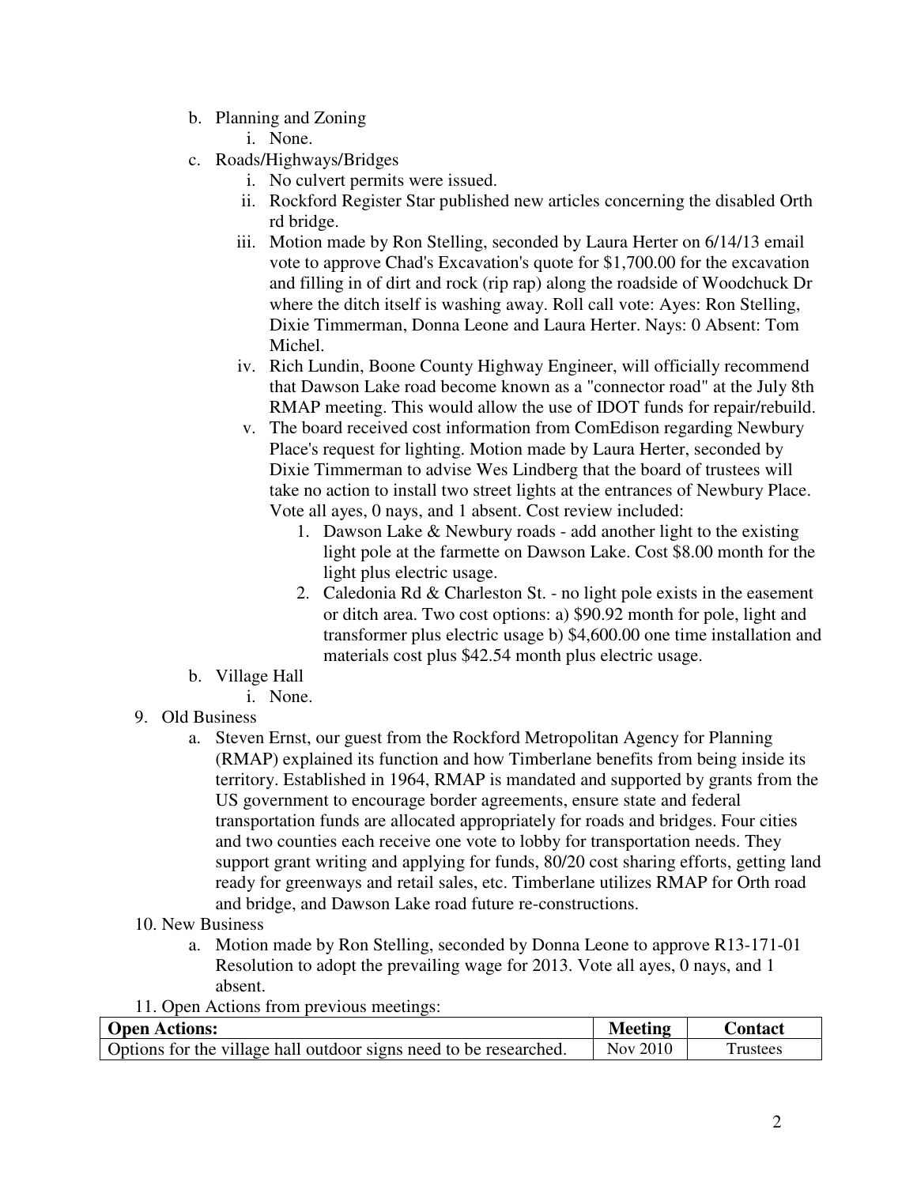b. Planning and Zoning
   i. None.

c. Roads/Highways/Bridges
   i. No culvert permits were issued.
   ii. Rockford Register Star published new articles concerning the disabled Orth rd bridge.
   iii. Motion made by Ron Stelling, seconded by Laura Herter on 6/14/13 email vote to approve Chad's Excavation's quote for $1,700.00 for the excavation and filling in of dirt and rock (rip rap) along the roadside of Woodchuck Dr where the ditch itself is washing away. Roll call vote: Ayes: Ron Stelling, Dixie Timmerman, Donna Leone and Laura Herter. Nays: 0 Absent: Tom Michel.
   iv. Rich Lundin, Boone County Highway Engineer, will officially recommend that Dawson Lake road become known as a "connector road" at the July 8th RMAP meeting. This would allow the use of IDOT funds for repair/rebuild.
   v. The board received cost information from ComEdison regarding Newbury Place's request for lighting. Motion made by Laura Herter, seconded by Dixie Timmerman to advise Wes Lindberg that the board of trustees will take no action to install two street lights at the entrances of Newbury Place. Vote all ayes, 0 nays, and 1 absent. Cost review included:
      1. Dawson Lake & Newbury roads - add another light to the existing light pole at the farmette on Dawson Lake. Cost $8.00 month for the light plus electric usage.
      2. Caledonia Rd & Charleston St. - no light pole exists in the easement or ditch area. Two cost options: a) $90.92 month for pole, light and transformer plus electric usage b) $4,600.00 one time installation and materials cost plus $42.54 month plus electric usage.

b. Village Hall
   i. None.

9. Old Business
   a. Steven Ernst, our guest from the Rockford Metropolitan Agency for Planning (RMAP) explained its function and how Timberlane benefits from being inside its territory. Established in 1964, RMAP is mandated and supported by grants from the US government to encourage border agreements, ensure state and federal transportation funds are allocated appropriately for roads and bridges. Four cities and two counties each receive one vote to lobby for transportation needs. They support grant writing and applying for funds, 80/20 cost sharing efforts, getting land ready for greenways and retail sales, etc. Timberlane utilizes RMAP for Orth road and bridge, and Dawson Lake road future re-constructions.

10. New Business
   a. Motion made by Ron Stelling, seconded by Donna Leone to approve R13-171-01 Resolution to adopt the prevailing wage for 2013. Vote all ayes, 0 nays, and 1 absent.

11. Open Actions from previous meetings:

| Open Actions: | Meeting | Contact |
|---|---|---|
| Options for the village hall outdoor signs need to be researched. | Nov 2010 | Trustees |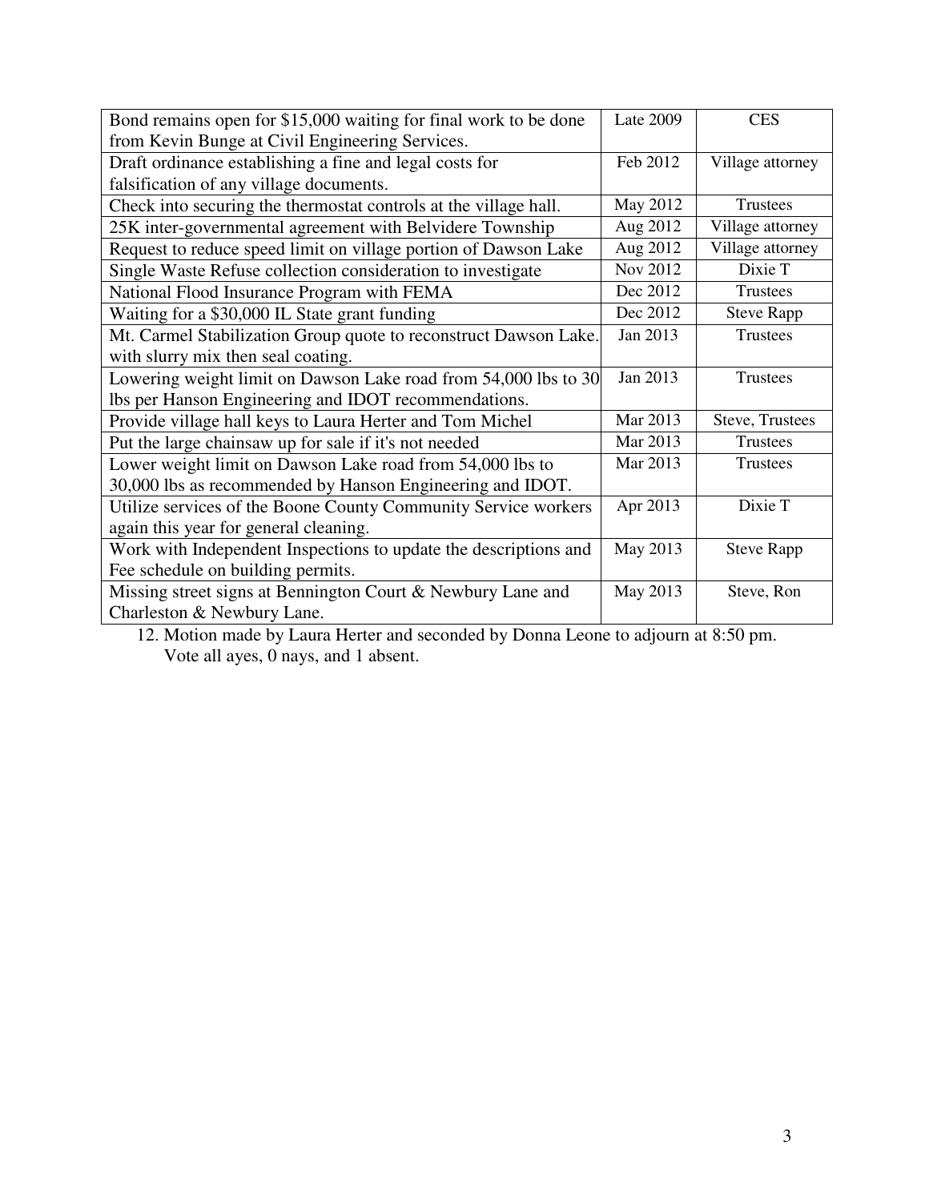| | | |
|---|---|---|
| Bond remains open for $15,000 waiting for final work to be done from Kevin Bunge at Civil Engineering Services. | Late 2009 | CES |
| Draft ordinance establishing a fine and legal costs for falsification of any village documents. | Feb 2012 | Village attorney |
| Check into securing the thermostat controls at the village hall. | May 2012 | Trustees |
| 25K inter-governmental agreement with Belvidere Township | Aug 2012 | Village attorney |
| Request to reduce speed limit on village portion of Dawson Lake | Aug 2012 | Village attorney |
| Single Waste Refuse collection consideration to investigate | Nov 2012 | Dixie T |
| National Flood Insurance Program with FEMA | Dec 2012 | Trustees |
| Waiting for a $30,000 IL State grant funding | Dec 2012 | Steve Rapp |
| Mt. Carmel Stabilization Group quote to reconstruct Dawson Lake. with slurry mix then seal coating. | Jan 2013 | Trustees |
| Lowering weight limit on Dawson Lake road from 54,000 lbs to 30 lbs per Hanson Engineering and IDOT recommendations. | Jan 2013 | Trustees |
| Provide village hall keys to Laura Herter and Tom Michel | Mar 2013 | Steve, Trustees |
| Put the large chainsaw up for sale if it's not needed | Mar 2013 | Trustees |
| Lower weight limit on Dawson Lake road from 54,000 lbs to 30,000 lbs as recommended by Hanson Engineering and IDOT. | Mar 2013 | Trustees |
| Utilize services of the Boone County Community Service workers again this year for general cleaning. | Apr 2013 | Dixie T |
| Work with Independent Inspections to update the descriptions and Fee schedule on building permits. | May 2013 | Steve Rapp |
| Missing street signs at Bennington Court & Newbury Lane and Charleston & Newbury Lane. | May 2013 | Steve, Ron |

12. Motion made by Laura Herter and seconded by Donna Leone to adjourn at 8:50 pm. Vote all ayes, 0 nays, and 1 absent.